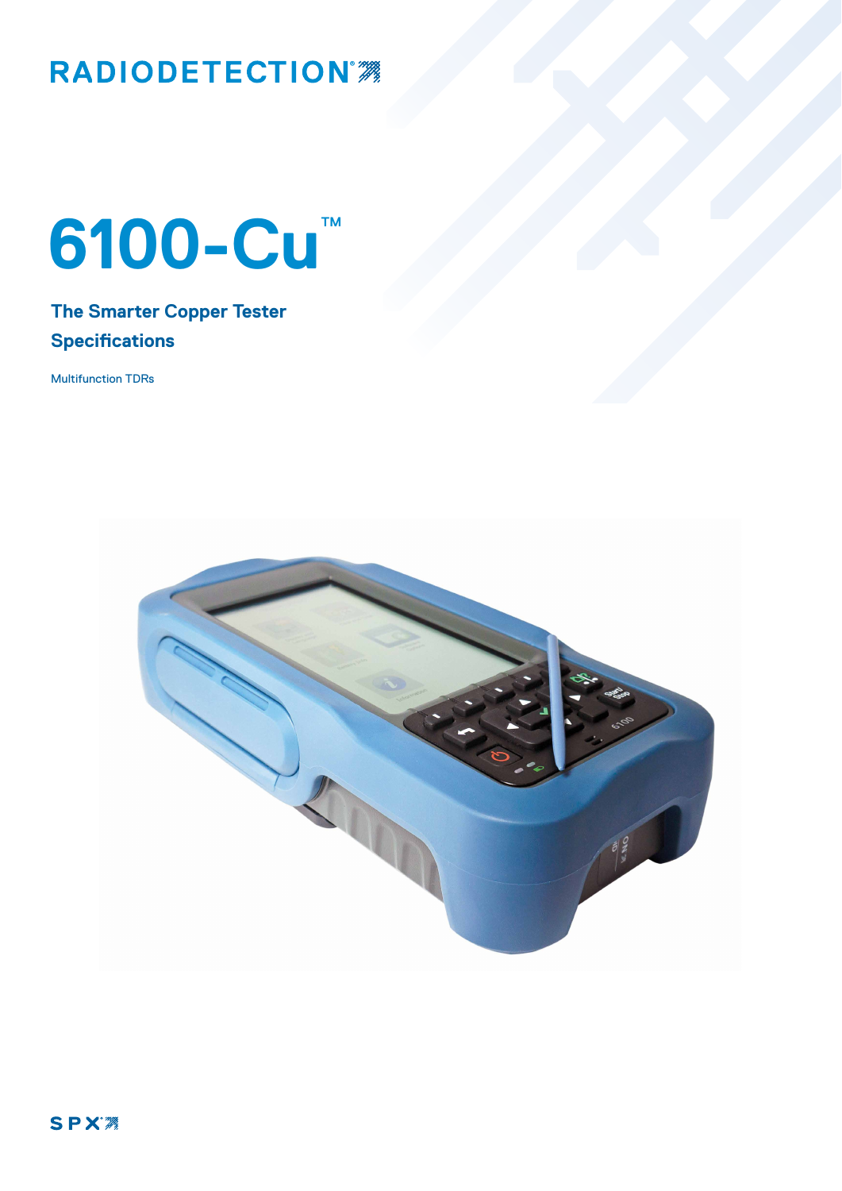RADIODETECTION®

# 6100-Cu™

## The Smarter Copper Tester
## Specifications

Multifunction TDRs

SPX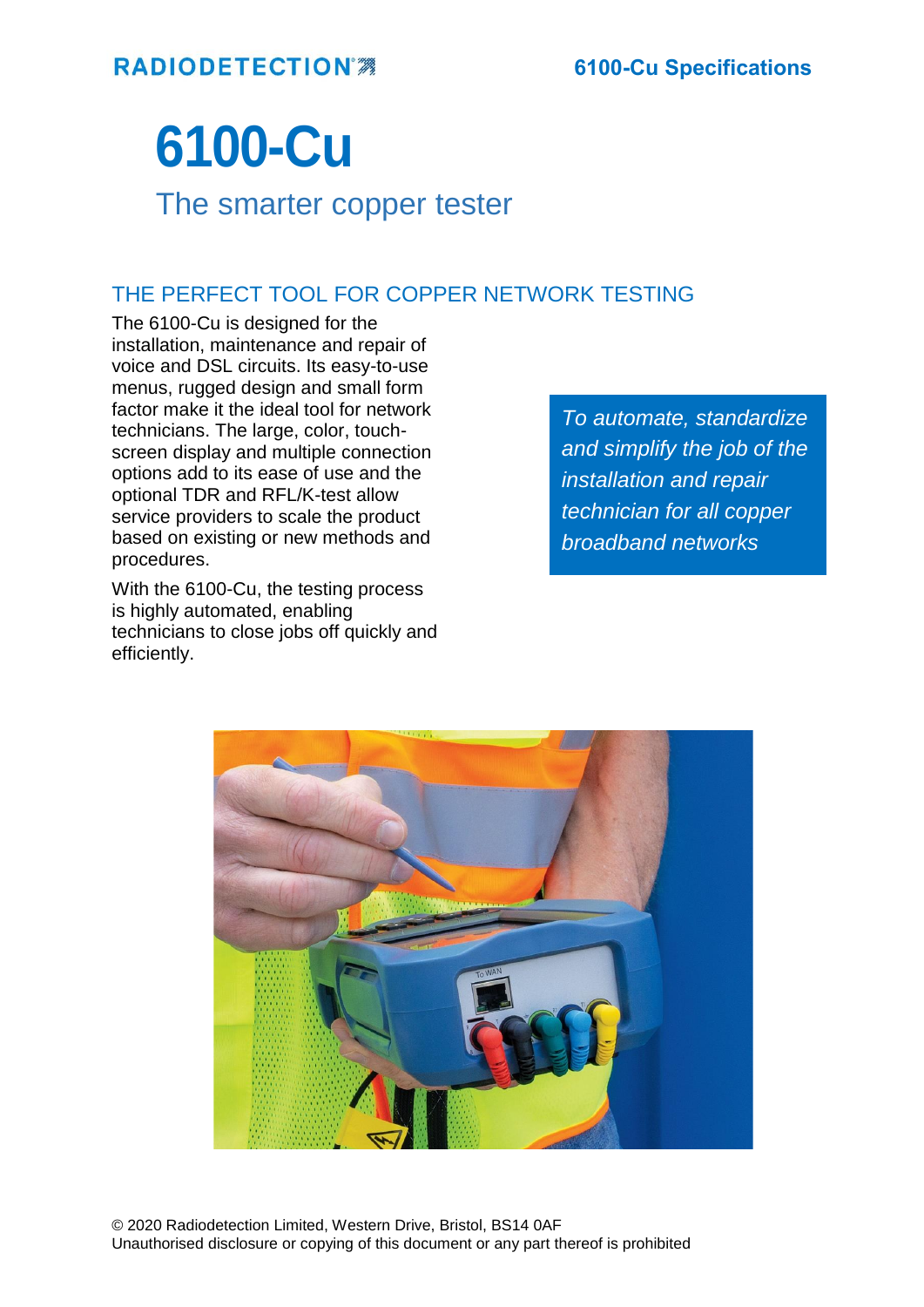# 6100-Cu

## The smarter copper tester

### THE PERFECT TOOL FOR COPPER NETWORK TESTING

The 6100-Cu is designed for the installation, maintenance and repair of voice and DSL circuits. Its easy-to-use menus, rugged design and small form factor make it the ideal tool for network technicians. The large, color, touch-screen display and multiple connection options add to its ease of use and the optional TDR and RFL/K-test allow service providers to scale the product based on existing or new methods and procedures.

With the 6100-Cu, the testing process is highly automated, enabling technicians to close jobs off quickly and efficiently.

*To automate, standardize and simplify the job of the installation and repair technician for all copper broadband networks*

© 2020 Radiodetection Limited, Western Drive, Bristol, BS14 0AF
Unauthorised disclosure or copying of this document or any part thereof is prohibited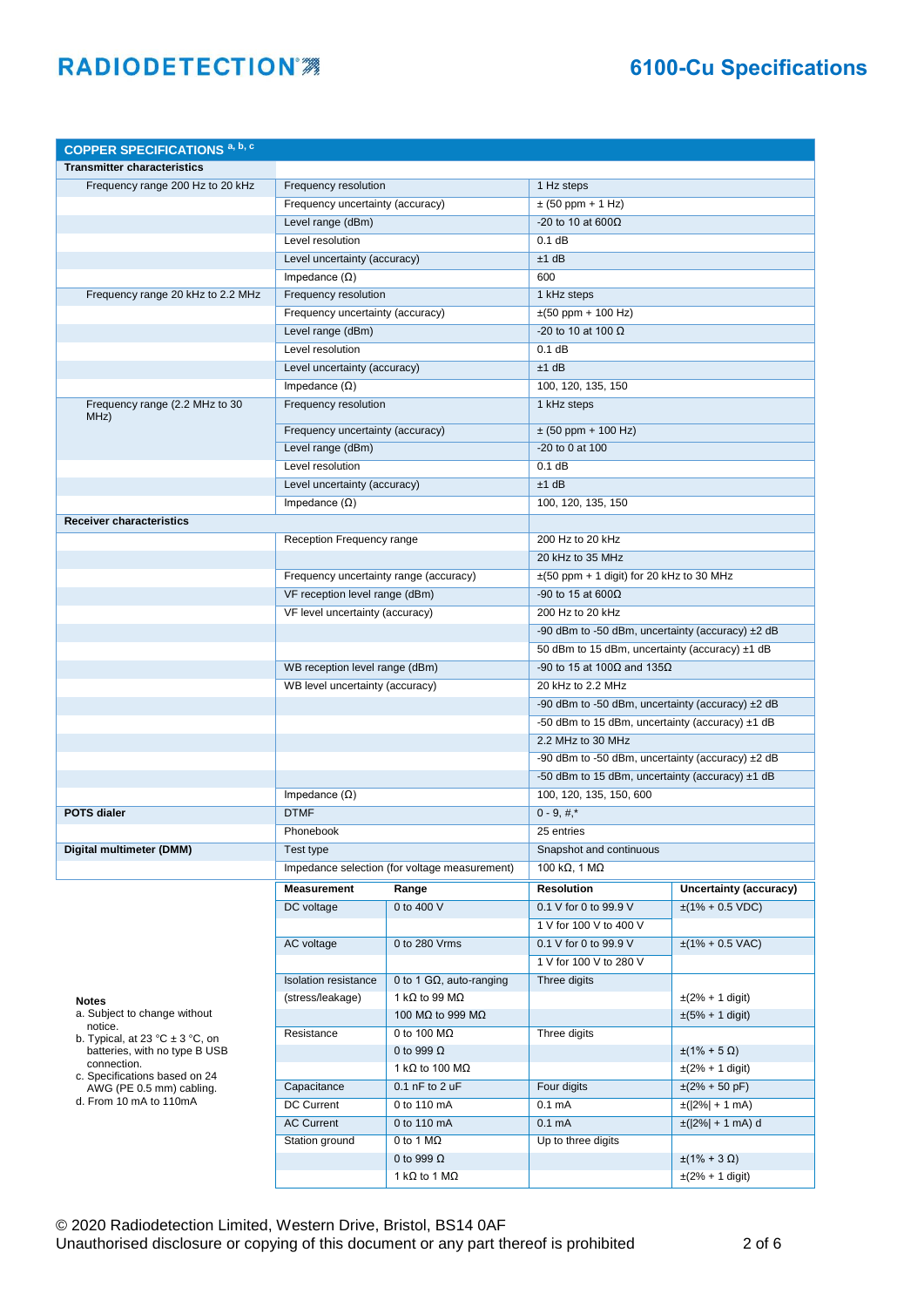## COPPER SPECIFICATIONS [a, b, c]

| | | |
|---|---|---|
| **Transmitter characteristics** | | |
| Frequency range 200 Hz to 20 kHz | Frequency resolution | 1 Hz steps |
| | Frequency uncertainty (accuracy) | ± (50 ppm + 1 Hz) |
| | Level range (dBm) | -20 to 10 at 600Ω |
| | Level resolution | 0.1 dB |
| | Level uncertainty (accuracy) | ±1 dB |
| | Impedance (Ω) | 600 |
| Frequency range 20 kHz to 2.2 MHz | Frequency resolution | 1 kHz steps |
| | Frequency uncertainty (accuracy) | ±(50 ppm + 100 Hz) |
| | Level range (dBm) | -20 to 10 at 100 Ω |
| | Level resolution | 0.1 dB |
| | Level uncertainty (accuracy) | ±1 dB |
| | Impedance (Ω) | 100, 120, 135, 150 |
| Frequency range (2.2 MHz to 30 MHz) | Frequency resolution | 1 kHz steps |
| | Frequency uncertainty (accuracy) | ± (50 ppm + 100 Hz) |
| | Level range (dBm) | -20 to 0 at 100 |
| | Level resolution | 0.1 dB |
| | Level uncertainty (accuracy) | ±1 dB |
| | Impedance (Ω) | 100, 120, 135, 150 |
| **Receiver characteristics** | | |
| | Reception Frequency range | 200 Hz to 20 kHz |
| | | 20 kHz to 35 MHz |
| | Frequency uncertainty range (accuracy) | ±(50 ppm + 1 digit) for 20 kHz to 30 MHz |
| | VF reception level range (dBm) | -90 to 15 at 600Ω |
| | VF level uncertainty (accuracy) | 200 Hz to 20 kHz |
| | | -90 dBm to -50 dBm, uncertainty (accuracy) ±2 dB |
| | | 50 dBm to 15 dBm, uncertainty (accuracy) ±1 dB |
| | WB reception level range (dBm) | -90 to 15 at 100Ω and 135Ω |
| | WB level uncertainty (accuracy) | 20 kHz to 2.2 MHz |
| | | -90 dBm to -50 dBm, uncertainty (accuracy) ±2 dB |
| | | -50 dBm to 15 dBm, uncertainty (accuracy) ±1 dB |
| | | 2.2 MHz to 30 MHz |
| | | -90 dBm to -50 dBm, uncertainty (accuracy) ±2 dB |
| | | -50 dBm to 15 dBm, uncertainty (accuracy) ±1 dB |
| | Impedance (Ω) | 100, 120, 135, 150, 600 |
| **POTS dialer** | DTMF | 0 - 9, #,* |
| | Phonebook | 25 entries |
| **Digital multimeter (DMM)** | Test type | Snapshot and continuous |
| | Impedance selection (for voltage measurement) | 100 kΩ, 1 MΩ |

| Measurement | Range | Resolution | Uncertainty (accuracy) |
|---|---|---|---|
| DC voltage | 0 to 400 V | 0.1 V for 0 to 99.9 V | ±(1% + 0.5 VDC) |
| | | 1 V for 100 V to 400 V | |
| AC voltage | 0 to 280 Vrms | 0.1 V for 0 to 99.9 V | ±(1% + 0.5 VAC) |
| | | 1 V for 100 V to 280 V | |
| Isolation resistance | 0 to 1 GΩ, auto-ranging | Three digits | |
| (stress/leakage) | 1 kΩ to 99 MΩ | | ±(2% + 1 digit) |
| | 100 MΩ to 999 MΩ | | ±(5% + 1 digit) |
| Resistance | 0 to 100 MΩ | Three digits | |
| | 0 to 999 Ω | | ±(1% + 5 Ω) |
| | 1 kΩ to 100 MΩ | | ±(2% + 1 digit) |
| Capacitance | 0.1 nF to 2 uF | Four digits | ±(2% + 50 pF) |
| DC Current | 0 to 110 mA | 0.1 mA | ±(\|2%\| + 1 mA) |
| AC Current | 0 to 110 mA | 0.1 mA | ±(\|2%\| + 1 mA) d |
| Station ground | 0 to 1 MΩ | Up to three digits | |
| | 0 to 999 Ω | | ±(1% + 3 Ω) |
| | 1 kΩ to 1 MΩ | | ±(2% + 1 digit) |

**Notes**

a. Subject to change without notice.
b. Typical, at 23 °C ± 3 °C, on batteries, with no type B USB connection.
c. Specifications based on 24 AWG (PE 0.5 mm) cabling.
d. From 10 mA to 110mA

© 2020 Radiodetection Limited, Western Drive, Bristol, BS14 0AF
Unauthorised disclosure or copying of this document or any part thereof is prohibited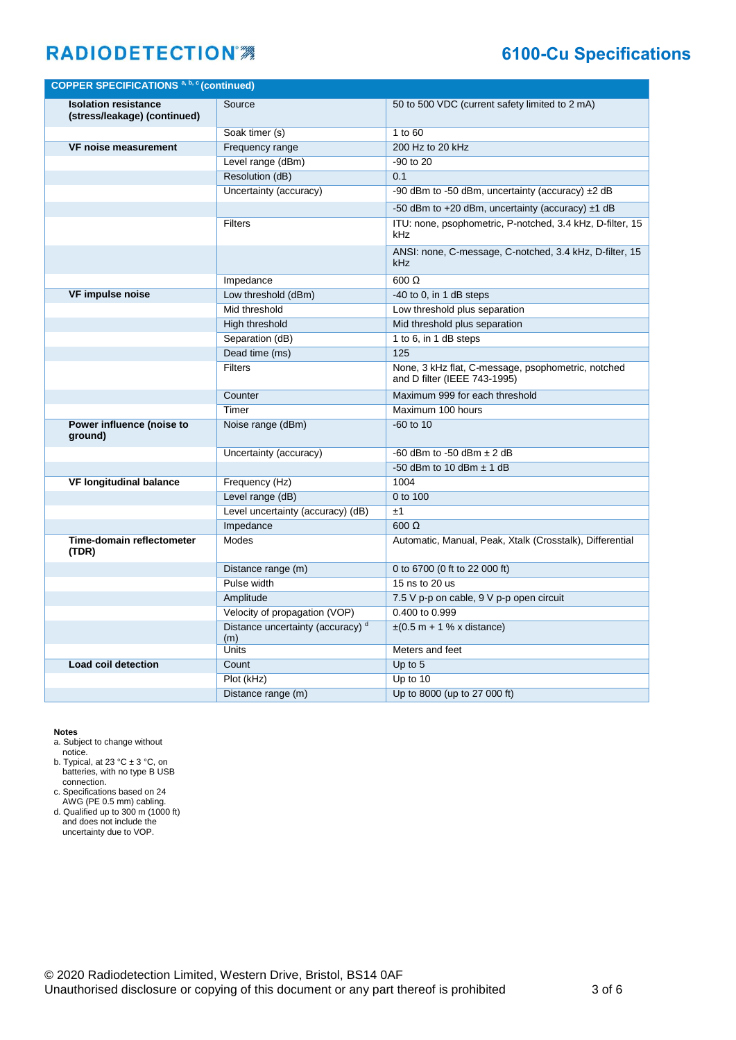| COPPER SPECIFICATIONS [a, b, c] (continued) | | |
|---|---|---|
| **Isolation resistance (stress/leakage) (continued)** | Source | 50 to 500 VDC (current safety limited to 2 mA) |
| | Soak timer (s) | 1 to 60 |
| **VF noise measurement** | Frequency range | 200 Hz to 20 kHz |
| | Level range (dBm) | -90 to 20 |
| | Resolution (dB) | 0.1 |
| | Uncertainty (accuracy) | -90 dBm to -50 dBm, uncertainty (accuracy) ±2 dB |
| | | -50 dBm to +20 dBm, uncertainty (accuracy) ±1 dB |
| | Filters | ITU: none, psophometric, P-notched, 3.4 kHz, D-filter, 15 kHz |
| | | ANSI: none, C-message, C-notched, 3.4 kHz, D-filter, 15 kHz |
| | Impedance | 600 Ω |
| **VF impulse noise** | Low threshold (dBm) | -40 to 0, in 1 dB steps |
| | Mid threshold | Low threshold plus separation |
| | High threshold | Mid threshold plus separation |
| | Separation (dB) | 1 to 6, in 1 dB steps |
| | Dead time (ms) | 125 |
| | Filters | None, 3 kHz flat, C-message, psophometric, notched and D filter (IEEE 743-1995) |
| | Counter | Maximum 999 for each threshold |
| | Timer | Maximum 100 hours |
| **Power influence (noise to ground)** | Noise range (dBm) | -60 to 10 |
| | Uncertainty (accuracy) | -60 dBm to -50 dBm ± 2 dB |
| | | -50 dBm to 10 dBm ± 1 dB |
| **VF longitudinal balance** | Frequency (Hz) | 1004 |
| | Level range (dB) | 0 to 100 |
| | Level uncertainty (accuracy) (dB) | ±1 |
| | Impedance | 600 Ω |
| **Time-domain reflectometer (TDR)** | Modes | Automatic, Manual, Peak, Xtalk (Crosstalk), Differential |
| | Distance range (m) | 0 to 6700 (0 ft to 22 000 ft) |
| | Pulse width | 15 ns to 20 us |
| | Amplitude | 7.5 V p-p on cable, 9 V p-p open circuit |
| | Velocity of propagation (VOP) | 0.400 to 0.999 |
| | Distance uncertainty (accuracy) [d] (m) | ±(0.5 m + 1 % x distance) |
| | Units | Meters and feet |
| **Load coil detection** | Count | Up to 5 |
| | Plot (kHz) | Up to 10 |
| | Distance range (m) | Up to 8000 (up to 27 000 ft) |

**Notes**

a. Subject to change without notice.
b. Typical, at 23 °C ± 3 °C, on batteries, with no type B USB connection.
c. Specifications based on 24 AWG (PE 0.5 mm) cabling.
d. Qualified up to 300 m (1000 ft) and does not include the uncertainty due to VOP.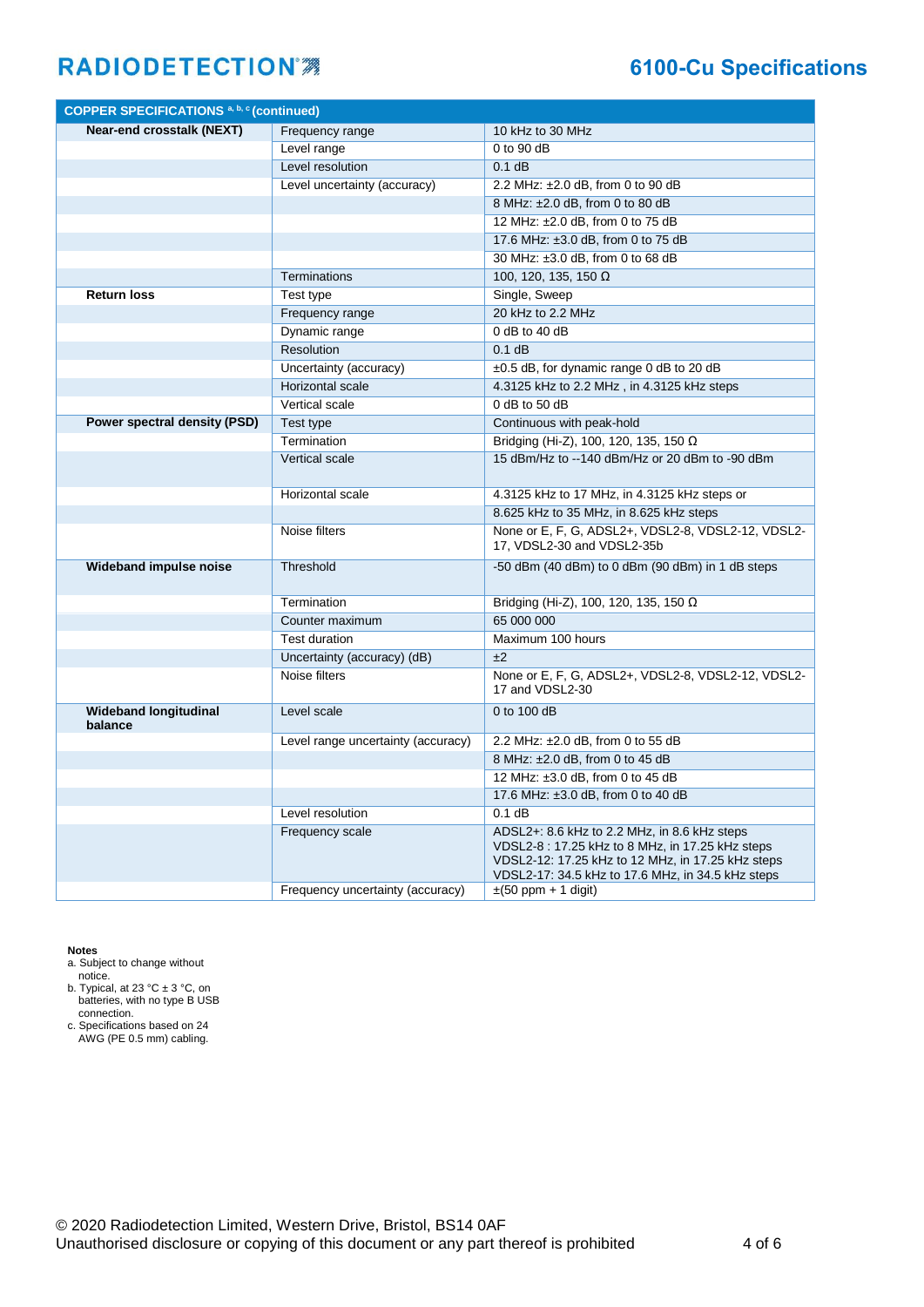# 6100-Cu Specifications

| COPPER SPECIFICATIONS [a, b, c] (continued) | | |
|---|---|---|
| **Near-end crosstalk (NEXT)** | Frequency range | 10 kHz to 30 MHz |
| | Level range | 0 to 90 dB |
| | Level resolution | 0.1 dB |
| | Level uncertainty (accuracy) | 2.2 MHz: ±2.0 dB, from 0 to 90 dB |
| | | 8 MHz: ±2.0 dB, from 0 to 80 dB |
| | | 12 MHz: ±2.0 dB, from 0 to 75 dB |
| | | 17.6 MHz: ±3.0 dB, from 0 to 75 dB |
| | | 30 MHz: ±3.0 dB, from 0 to 68 dB |
| | Terminations | 100, 120, 135, 150 Ω |
| **Return loss** | Test type | Single, Sweep |
| | Frequency range | 20 kHz to 2.2 MHz |
| | Dynamic range | 0 dB to 40 dB |
| | Resolution | 0.1 dB |
| | Uncertainty (accuracy) | ±0.5 dB, for dynamic range 0 dB to 20 dB |
| | Horizontal scale | 4.3125 kHz to 2.2 MHz , in 4.3125 kHz steps |
| | Vertical scale | 0 dB to 50 dB |
| **Power spectral density (PSD)** | Test type | Continuous with peak-hold |
| | Termination | Bridging (Hi-Z), 100, 120, 135, 150 Ω |
| | Vertical scale | 15 dBm/Hz to --140 dBm/Hz or 20 dBm to -90 dBm |
| | Horizontal scale | 4.3125 kHz to 17 MHz, in 4.3125 kHz steps or |
| | | 8.625 kHz to 35 MHz, in 8.625 kHz steps |
| | Noise filters | None or E, F, G, ADSL2+, VDSL2-8, VDSL2-12, VDSL2-17, VDSL2-30 and VDSL2-35b |
| **Wideband impulse noise** | Threshold | -50 dBm (40 dBm) to 0 dBm (90 dBm) in 1 dB steps |
| | Termination | Bridging (Hi-Z), 100, 120, 135, 150 Ω |
| | Counter maximum | 65 000 000 |
| | Test duration | Maximum 100 hours |
| | Uncertainty (accuracy) (dB) | ±2 |
| | Noise filters | None or E, F, G, ADSL2+, VDSL2-8, VDSL2-12, VDSL2-17 and VDSL2-30 |
| **Wideband longitudinal balance** | Level scale | 0 to 100 dB |
| | Level range uncertainty (accuracy) | 2.2 MHz: ±2.0 dB, from 0 to 55 dB |
| | | 8 MHz: ±2.0 dB, from 0 to 45 dB |
| | | 12 MHz: ±3.0 dB, from 0 to 45 dB |
| | | 17.6 MHz: ±3.0 dB, from 0 to 40 dB |
| | Level resolution | 0.1 dB |
| | Frequency scale | ADSL2+: 8.6 kHz to 2.2 MHz, in 8.6 kHz steps<br>VDSL2-8 : 17.25 kHz to 8 MHz, in 17.25 kHz steps<br>VDSL2-12: 17.25 kHz to 12 MHz, in 17.25 kHz steps<br>VDSL2-17: 34.5 kHz to 17.6 MHz, in 34.5 kHz steps |
| | Frequency uncertainty (accuracy) | ±(50 ppm + 1 digit) |

**Notes**

a. Subject to change without notice.
b. Typical, at 23 °C ± 3 °C, on batteries, with no type B USB connection.
c. Specifications based on 24 AWG (PE 0.5 mm) cabling.

© 2020 Radiodetection Limited, Western Drive, Bristol, BS14 0AF
Unauthorised disclosure or copying of this document or any part thereof is prohibited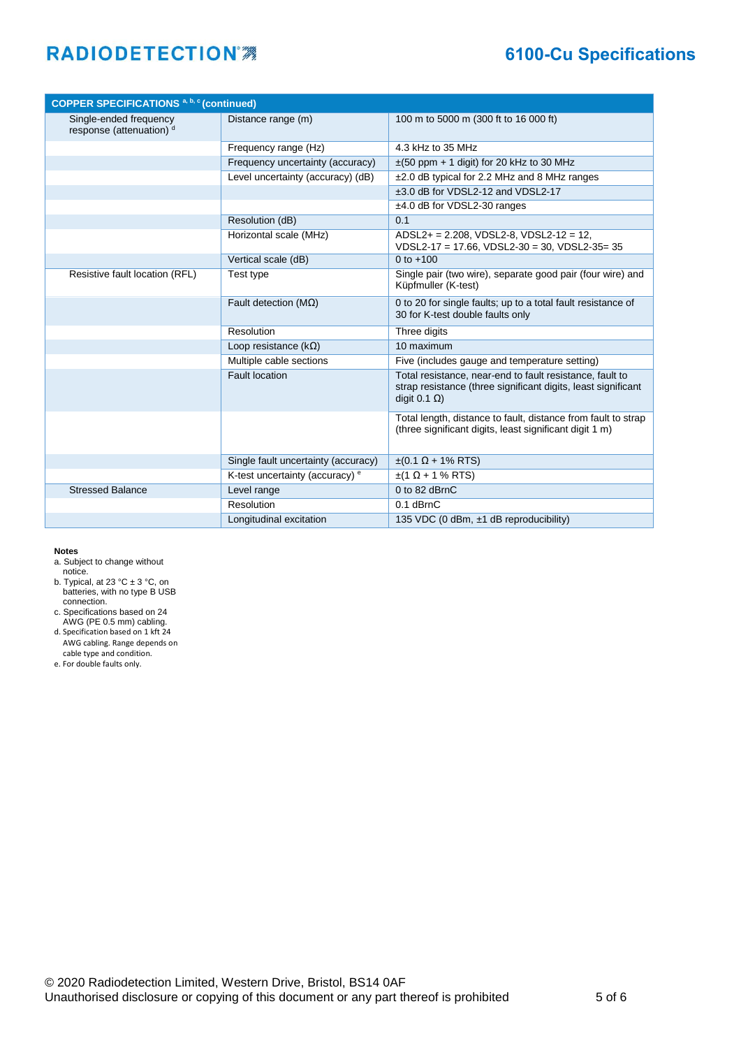| COPPER SPECIFICATIONS [a, b, c] (continued) | | |
|---|---|---|
| Single-ended frequency response (attenuation) [d] | Distance range (m) | 100 m to 5000 m (300 ft to 16 000 ft) |
| | Frequency range (Hz) | 4.3 kHz to 35 MHz |
| | Frequency uncertainty (accuracy) | ±(50 ppm + 1 digit) for 20 kHz to 30 MHz |
| | Level uncertainty (accuracy) (dB) | ±2.0 dB typical for 2.2 MHz and 8 MHz ranges |
| | | ±3.0 dB for VDSL2-12 and VDSL2-17 |
| | | ±4.0 dB for VDSL2-30 ranges |
| | Resolution (dB) | 0.1 |
| | Horizontal scale (MHz) | ADSL2+ = 2.208, VDSL2-8, VDSL2-12 = 12, VDSL2-17 = 17.66, VDSL2-30 = 30, VDSL2-35= 35 |
| | Vertical scale (dB) | 0 to +100 |
| Resistive fault location (RFL) | Test type | Single pair (two wire), separate good pair (four wire) and Küpfmuller (K-test) |
| | Fault detection (MΩ) | 0 to 20 for single faults; up to a total fault resistance of 30 for K-test double faults only |
| | Resolution | Three digits |
| | Loop resistance (kΩ) | 10 maximum |
| | Multiple cable sections | Five (includes gauge and temperature setting) |
| | Fault location | Total resistance, near-end to fault resistance, fault to strap resistance (three significant digits, least significant digit 0.1 Ω) |
| | | Total length, distance to fault, distance from fault to strap (three significant digits, least significant digit 1 m) |
| | Single fault uncertainty (accuracy) | ±(0.1 Ω + 1% RTS) |
| | K-test uncertainty (accuracy) [e] | ±(1 Ω + 1 % RTS) |
| Stressed Balance | Level range | 0 to 82 dBrnC |
| | Resolution | 0.1 dBrnC |
| | Longitudinal excitation | 135 VDC (0 dBm, ±1 dB reproducibility) |

**Notes**

a. Subject to change without notice.
b. Typical, at 23 °C ± 3 °C, on batteries, with no type B USB connection.
c. Specifications based on 24 AWG (PE 0.5 mm) cabling.
d. Specification based on 1 kft 24 AWG cabling. Range depends on cable type and condition.
e. For double faults only.

© 2020 Radiodetection Limited, Western Drive, Bristol, BS14 0AF
Unauthorised disclosure or copying of this document or any part thereof is prohibited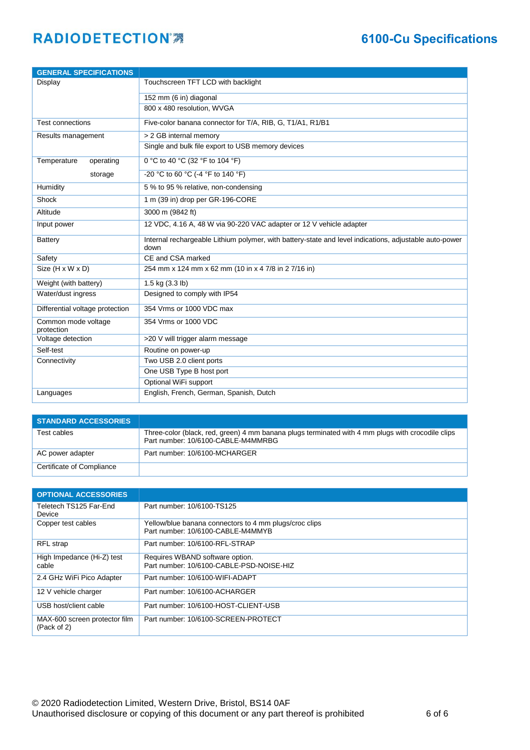# 6100-Cu Specifications

| GENERAL SPECIFICATIONS | |
|---|---|
| Display | Touchscreen TFT LCD with backlight |
| | 152 mm (6 in) diagonal |
| | 800 x 480 resolution, WVGA |
| Test connections | Five-color banana connector for T/A, RIB, G, T1/A1, R1/B1 |
| Results management | > 2 GB internal memory |
| | Single and bulk file export to USB memory devices |
| Temperature operating | 0 °C to 40 °C (32 °F to 104 °F) |
| storage | -20 °C to 60 °C (-4 °F to 140 °F) |
| Humidity | 5 % to 95 % relative, non-condensing |
| Shock | 1 m (39 in) drop per GR-196-CORE |
| Altitude | 3000 m (9842 ft) |
| Input power | 12 VDC, 4.16 A, 48 W via 90-220 VAC adapter or 12 V vehicle adapter |
| Battery | Internal rechargeable Lithium polymer, with battery-state and level indications, adjustable auto-power down |
| Safety | CE and CSA marked |
| Size (H x W x D) | 254 mm x 124 mm x 62 mm (10 in x 4 7/8 in 2 7/16 in) |
| Weight (with battery) | 1.5 kg (3.3 lb) |
| Water/dust ingress | Designed to comply with IP54 |
| Differential voltage protection | 354 Vrms or 1000 VDC max |
| Common mode voltage protection | 354 Vrms or 1000 VDC |
| Voltage detection | >20 V will trigger alarm message |
| Self-test | Routine on power-up |
| Connectivity | Two USB 2.0 client ports |
| | One USB Type B host port |
| | Optional WiFi support |
| Languages | English, French, German, Spanish, Dutch |

| STANDARD ACCESSORIES | |
|---|---|
| Test cables | Three-color (black, red, green) 4 mm banana plugs terminated with 4 mm plugs with crocodile clips<br>Part number: 10/6100-CABLE-M4MMRBG |
| AC power adapter | Part number: 10/6100-MCHARGER |
| Certificate of Compliance | |

| OPTIONAL ACCESSORIES | |
|---|---|
| Teletech TS125 Far-End Device | Part number: 10/6100-TS125 |
| Copper test cables | Yellow/blue banana connectors to 4 mm plugs/croc clips<br>Part number: 10/6100-CABLE-M4MMYB |
| RFL strap | Part number: 10/6100-RFL-STRAP |
| High Impedance (Hi-Z) test cable | Requires WBAND software option.<br>Part number: 10/6100-CABLE-PSD-NOISE-HIZ |
| 2.4 GHz WiFi Pico Adapter | Part number: 10/6100-WIFI-ADAPT |
| 12 V vehicle charger | Part number: 10/6100-ACHARGER |
| USB host/client cable | Part number: 10/6100-HOST-CLIENT-USB |
| MAX-600 screen protector film (Pack of 2) | Part number: 10/6100-SCREEN-PROTECT |

© 2020 Radiodetection Limited, Western Drive, Bristol, BS14 0AF
Unauthorised disclosure or copying of this document or any part thereof is prohibited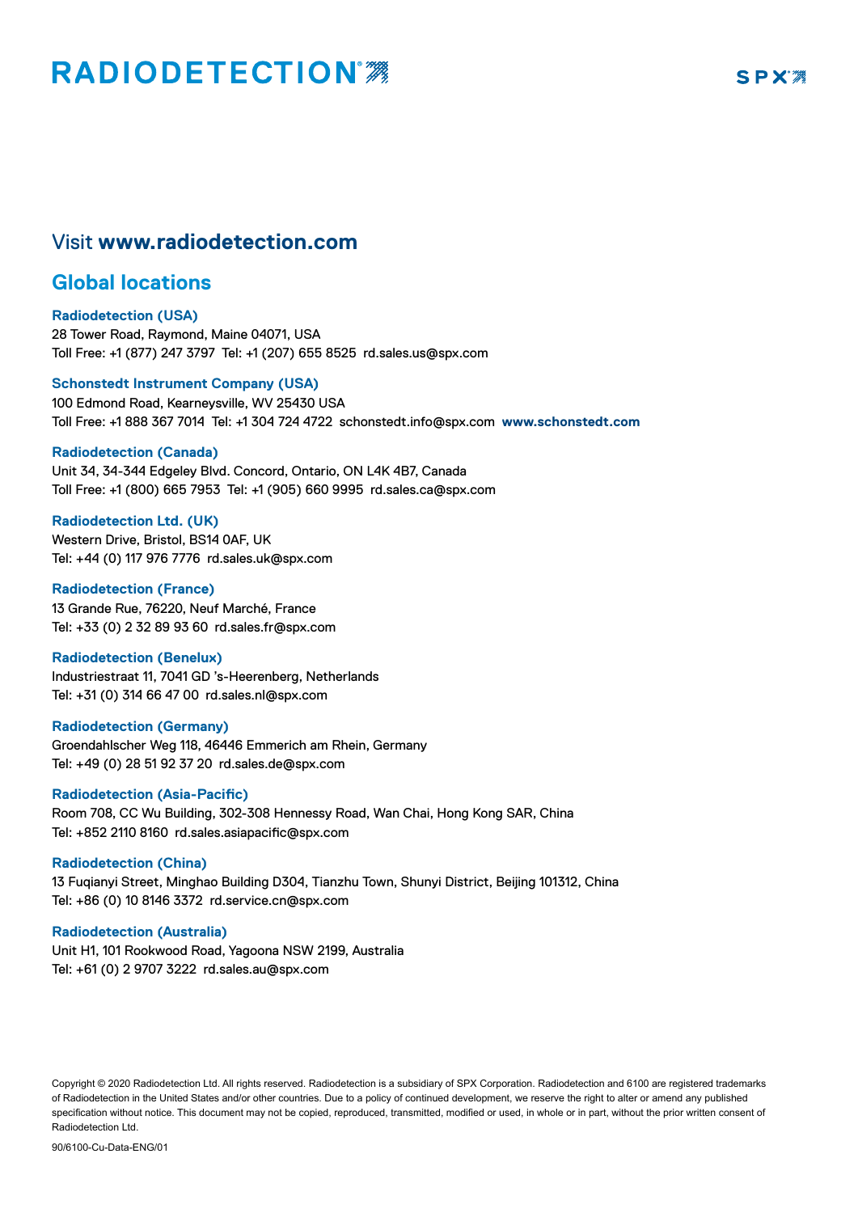# RADIODETECTION

SPX

Visit **www.radiodetection.com**

## Global locations

**Radiodetection (USA)**
28 Tower Road, Raymond, Maine 04071, USA
Toll Free: +1 (877) 247 3797 Tel: +1 (207) 655 8525 rd.sales.us@spx.com

**Schonstedt Instrument Company (USA)**
100 Edmond Road, Kearneysville, WV 25430 USA
Toll Free: +1 888 367 7014 Tel: +1 304 724 4722 schonstedt.info@spx.com **www.schonstedt.com**

**Radiodetection (Canada)**
Unit 34, 34-344 Edgeley Blvd. Concord, Ontario, ON L4K 4B7, Canada
Toll Free: +1 (800) 665 7953 Tel: +1 (905) 660 9995 rd.sales.ca@spx.com

**Radiodetection Ltd. (UK)**
Western Drive, Bristol, BS14 0AF, UK
Tel: +44 (0) 117 976 7776 rd.sales.uk@spx.com

**Radiodetection (France)**
13 Grande Rue, 76220, Neuf Marché, France
Tel: +33 (0) 2 32 89 93 60 rd.sales.fr@spx.com

**Radiodetection (Benelux)**
Industriestraat 11, 7041 GD 's-Heerenberg, Netherlands
Tel: +31 (0) 314 66 47 00 rd.sales.nl@spx.com

**Radiodetection (Germany)**
Groendahlscher Weg 118, 46446 Emmerich am Rhein, Germany
Tel: +49 (0) 28 51 92 37 20 rd.sales.de@spx.com

**Radiodetection (Asia-Pacific)**
Room 708, CC Wu Building, 302-308 Hennessy Road, Wan Chai, Hong Kong SAR, China
Tel: +852 2110 8160 rd.sales.asiapacific@spx.com

**Radiodetection (China)**
13 Fuqianyi Street, Minghao Building D304, Tianzhu Town, Shunyi District, Beijing 101312, China
Tel: +86 (0) 10 8146 3372 rd.service.cn@spx.com

**Radiodetection (Australia)**
Unit H1, 101 Rookwood Road, Yagoona NSW 2199, Australia
Tel: +61 (0) 2 9707 3222 rd.sales.au@spx.com

Copyright © 2020 Radiodetection Ltd. All rights reserved. Radiodetection is a subsidiary of SPX Corporation. Radiodetection and 6100 are registered trademarks of Radiodetection in the United States and/or other countries. Due to a policy of continued development, we reserve the right to alter or amend any published specification without notice. This document may not be copied, reproduced, transmitted, modified or used, in whole or in part, without the prior written consent of Radiodetection Ltd.

90/6100-Cu-Data-ENG/01